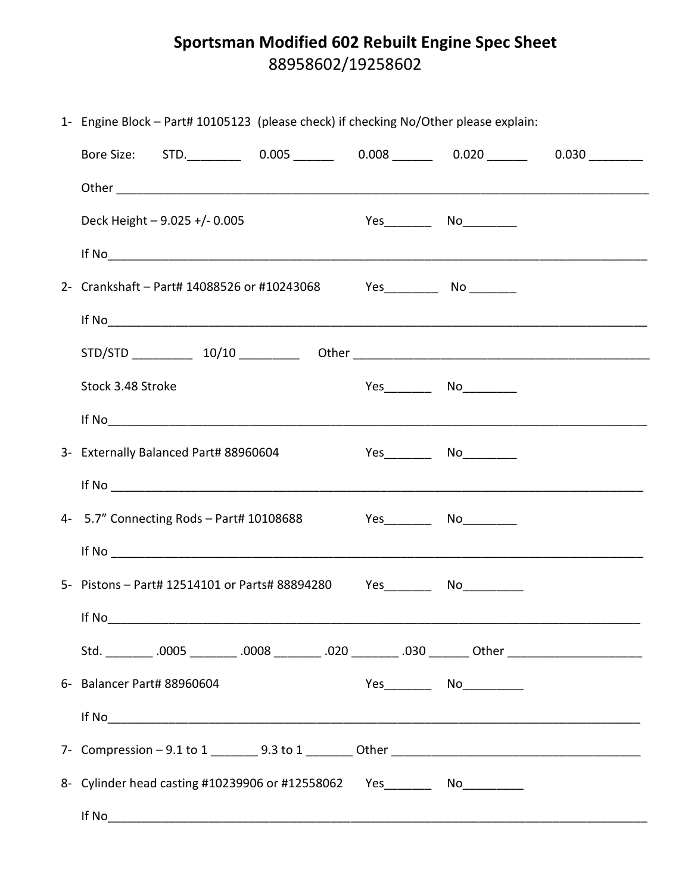# Sportsman Modified 602 Rebuilt Engine Spec Sheet

## 88958602/19258602

1- Engine Block – Part# 10105123 (please check) if checking No/Other please explain:

Bore Size: STD.________ 0.005 ______ 0.008 ______ 0.020 ______ 0.030 ________

Other ____________________________________________________________________________________

Deck Height – 9.025 +/- 0.005 Yes_______ No________

If No_____________________________________________________________________________________

2- Crankshaft – Part# 14088526 or #10243068 Yes________ No _______

If No_____________________________________________________________________________________

STD/STD _________ 10/10 _________ Other _______________________________________________

Stock 3.48 Stroke Yes_______ No________

If No_____________________________________________________________________________________

3- Externally Balanced Part# 88960604 Yes_______ No________

If No ____________________________________________________________________________________

4- 5.7" Connecting Rods – Part# 10108688 Yes_______ No________

If No ____________________________________________________________________________________

5- Pistons – Part# 12514101 or Parts# 88894280 Yes_______ No_________

If No_____________________________________________________________________________________

Std. _______ .0005 _______ .0008 _______ .020 _______ .030 ______ Other ____________________

6- Balancer Part# 88960604 Yes_______ No_________

If No_____________________________________________________________________________________

7- Compression – 9.1 to 1 _______ 9.3 to 1 _______ Other ______________________________________

8- Cylinder head casting #10239906 or #12558062 Yes_______ No_________

If No_____________________________________________________________________________________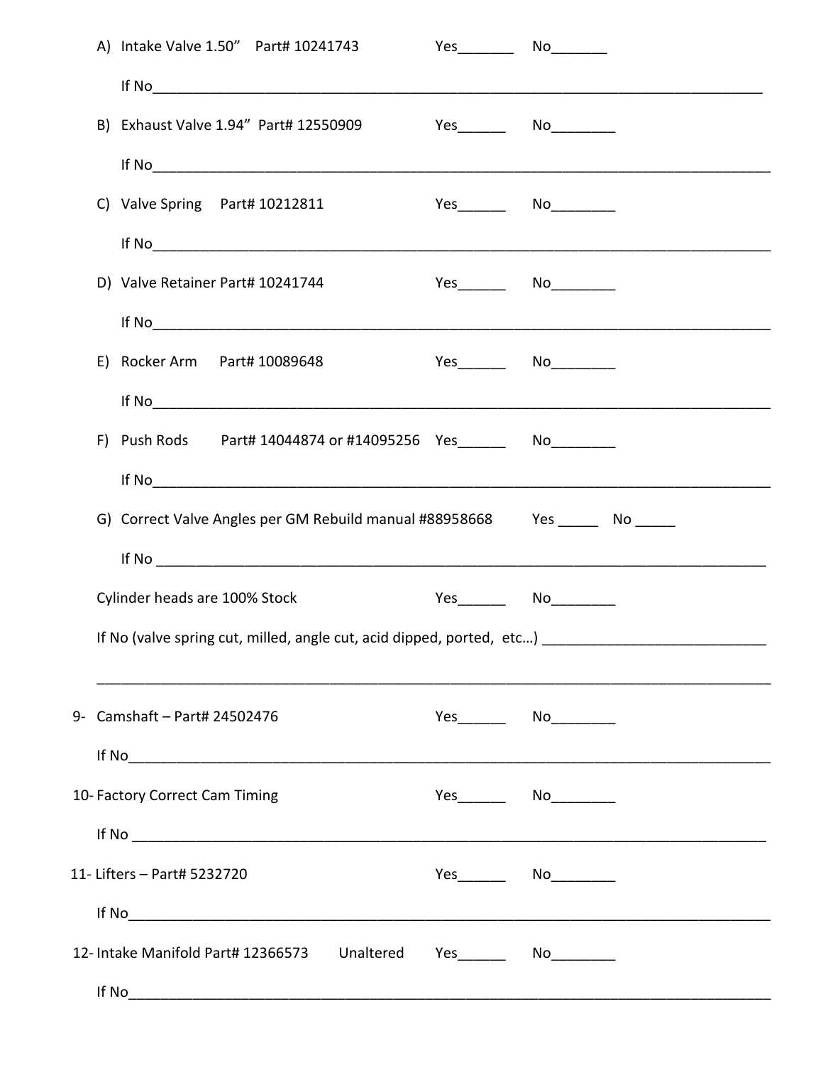A) Intake Valve 1.50”  Part# 10241743  Yes_______  No_______

If No_______________________________________________________________________________

B) Exhaust Valve 1.94”  Part# 12550909  Yes______  No________

If No_______________________________________________________________________________

C) Valve Spring  Part# 10212811  Yes______  No________

If No_______________________________________________________________________________

D) Valve Retainer Part# 10241744  Yes______  No________

If No_______________________________________________________________________________

E) Rocker Arm  Part# 10089648  Yes______  No________

If No_______________________________________________________________________________

F) Push Rods  Part# 14044874 or #14095256  Yes______  No________

If No_______________________________________________________________________________

G) Correct Valve Angles per GM Rebuild manual #88958668  Yes _____  No _____

If No _______________________________________________________________________________

Cylinder heads are 100% Stock  Yes______  No________

If No (valve spring cut, milled, angle cut, acid dipped, ported, etc…) ____________________________

___________________________________________________________________________________

9- Camshaft – Part# 24502476  Yes______  No________

If No_______________________________________________________________________________

10- Factory Correct Cam Timing  Yes______  No________

If No _______________________________________________________________________________

11- Lifters – Part# 5232720  Yes______  No________

If No_______________________________________________________________________________

12- Intake Manifold Part# 12366573  Unaltered  Yes______  No________

If No_______________________________________________________________________________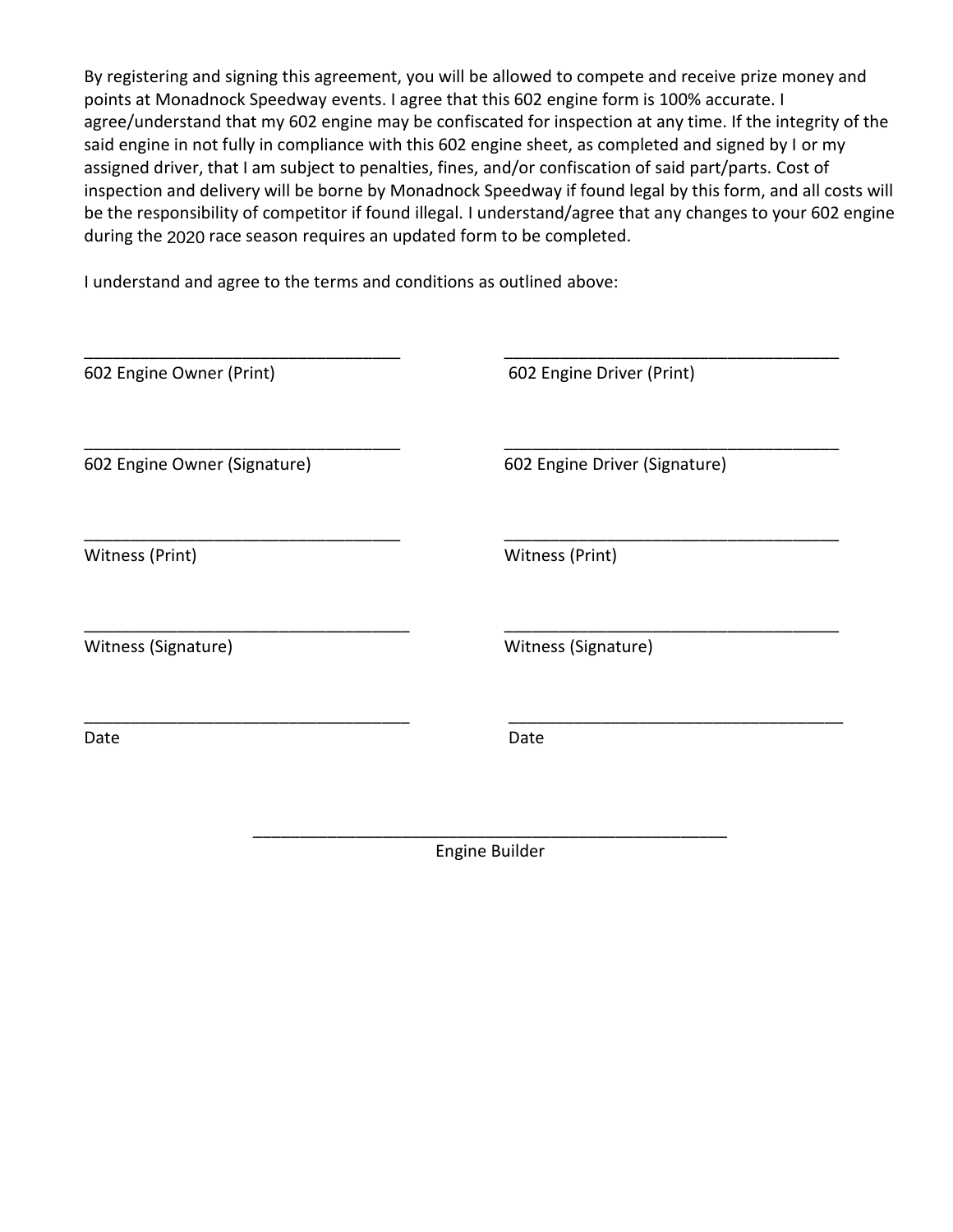By registering and signing this agreement, you will be allowed to compete and receive prize money and points at Monadnock Speedway events. I agree that this 602 engine form is 100% accurate. I agree/understand that my 602 engine may be confiscated for inspection at any time. If the integrity of the said engine in not fully in compliance with this 602 engine sheet, as completed and signed by I or my assigned driver, that I am subject to penalties, fines, and/or confiscation of said part/parts. Cost of inspection and delivery will be borne by Monadnock Speedway if found legal by this form, and all costs will be the responsibility of competitor if found illegal. I understand/agree that any changes to your 602 engine during the 2020 race season requires an updated form to be completed.

I understand and agree to the terms and conditions as outlined above:

| | |
|---|---|
| ___________________________________ | ___________________________________ |
| 602 Engine Owner (Print) | 602 Engine Driver (Print) |
| ___________________________________ | ___________________________________ |
| 602 Engine Owner (Signature) | 602 Engine Driver (Signature) |
| ___________________________________ | ___________________________________ |
| Witness (Print) | Witness (Print) |
| ___________________________________ | ___________________________________ |
| Witness (Signature) | Witness (Signature) |
| ___________________________________ | ___________________________________ |
| Date | Date |

_____________________________________________________

Engine Builder